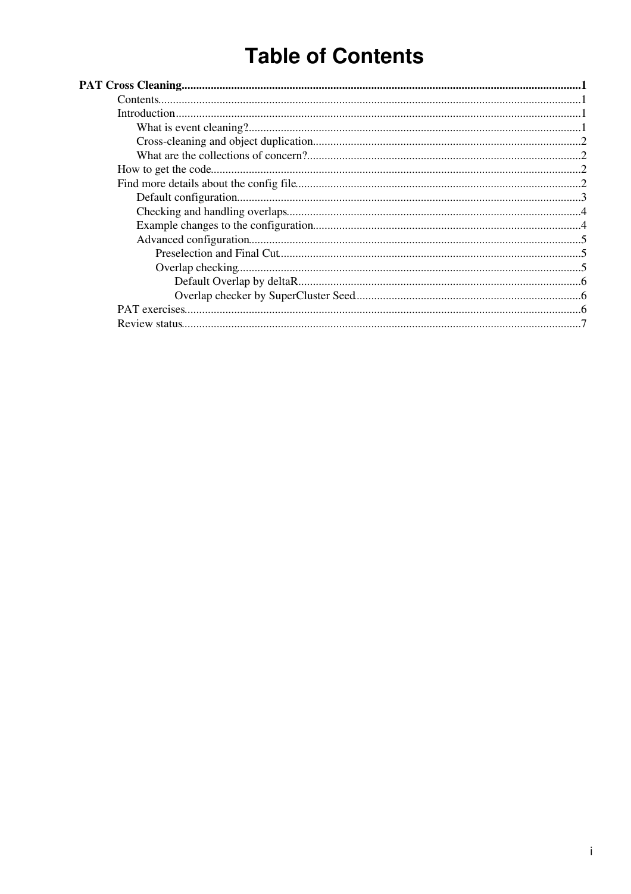# Table of Contents

**PAT Cross Cleaning** ........................................ 1

- Contents ........................................ 1
- Introduction ........................................ 1
  - What is event cleaning? ........................................ 1
  - Cross-cleaning and object duplication ........................................ 2
  - What are the collections of concern? ........................................ 2
- How to get the code ........................................ 2
- Find more details about the config file ........................................ 2
  - Default configuration ........................................ 3
  - Checking and handling overlaps ........................................ 4
  - Example changes to the configuration ........................................ 4
  - Advanced configuration ........................................ 5
    - Preselection and Final Cut ........................................ 5
    - Overlap checking ........................................ 5
      - Default Overlap by deltaR ........................................ 6
      - Overlap checker by SuperCluster Seed ........................................ 6
- PAT exercises ........................................ 6
- Review status ........................................ 7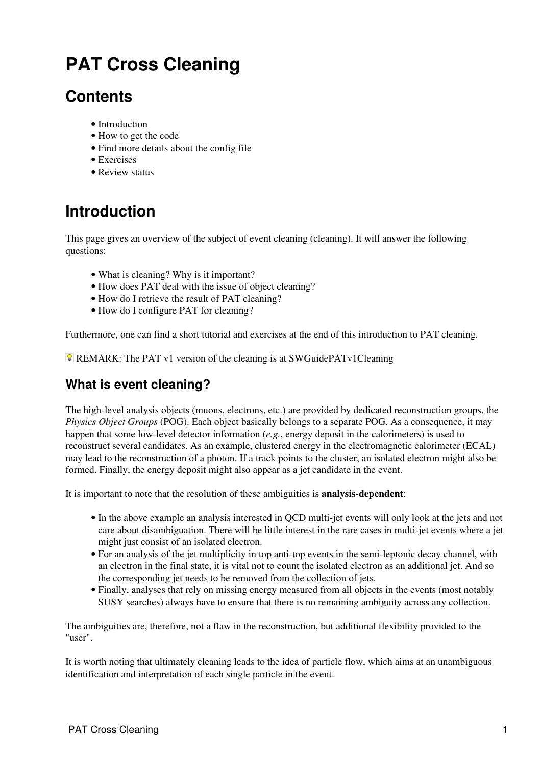# PAT Cross Cleaning

## Contents

- Introduction
- How to get the code
- Find more details about the config file
- Exercises
- Review status

# Introduction

This page gives an overview of the subject of event cleaning (cleaning). It will answer the following questions:

- What is cleaning? Why is it important?
- How does PAT deal with the issue of object cleaning?
- How do I retrieve the result of PAT cleaning?
- How do I configure PAT for cleaning?

Furthermore, one can find a short tutorial and exercises at the end of this introduction to PAT cleaning.

💡 REMARK: The PAT v1 version of the cleaning is at SWGuidePATv1Cleaning

## What is event cleaning?

The high-level analysis objects (muons, electrons, etc.) are provided by dedicated reconstruction groups, the *Physics Object Groups* (POG). Each object basically belongs to a separate POG. As a consequence, it may happen that some low-level detector information (*e.g.*, energy deposit in the calorimeters) is used to reconstruct several candidates. As an example, clustered energy in the electromagnetic calorimeter (ECAL) may lead to the reconstruction of a photon. If a track points to the cluster, an isolated electron might also be formed. Finally, the energy deposit might also appear as a jet candidate in the event.

It is important to note that the resolution of these ambiguities is **analysis-dependent**:

- In the above example an analysis interested in QCD multi-jet events will only look at the jets and not care about disambiguation. There will be little interest in the rare cases in multi-jet events where a jet might just consist of an isolated electron.
- For an analysis of the jet multiplicity in top anti-top events in the semi-leptonic decay channel, with an electron in the final state, it is vital not to count the isolated electron as an additional jet. And so the corresponding jet needs to be removed from the collection of jets.
- Finally, analyses that rely on missing energy measured from all objects in the events (most notably SUSY searches) always have to ensure that there is no remaining ambiguity across any collection.

The ambiguities are, therefore, not a flaw in the reconstruction, but additional flexibility provided to the "user".

It is worth noting that ultimately cleaning leads to the idea of particle flow, which aims at an unambiguous identification and interpretation of each single particle in the event.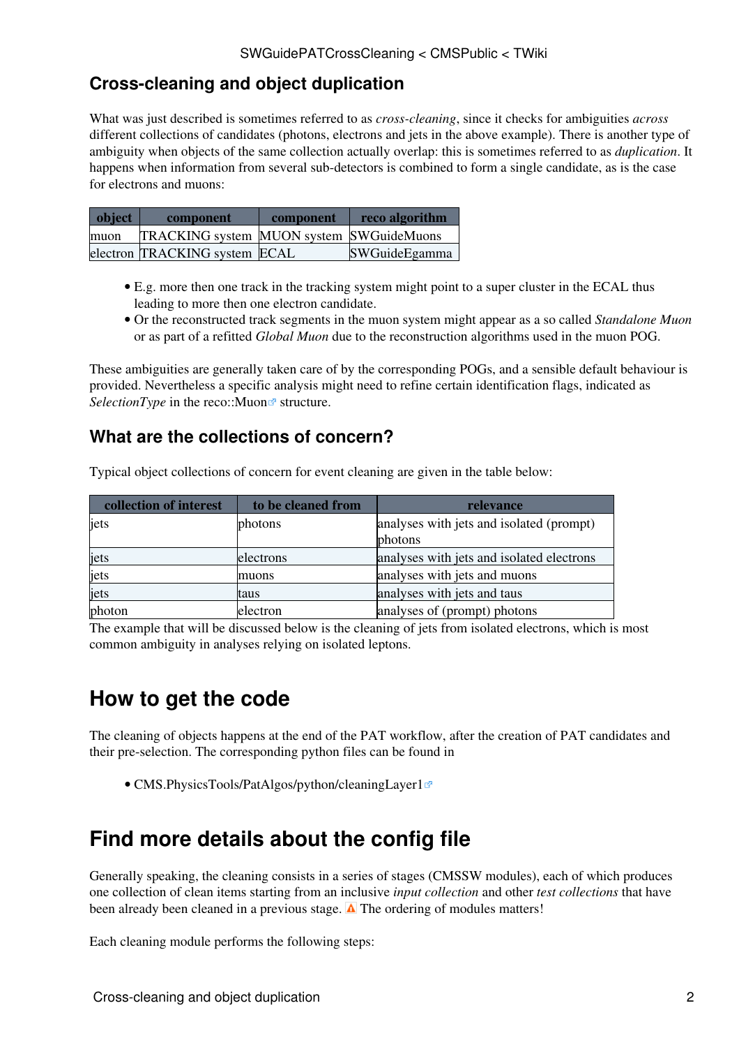## Cross-cleaning and object duplication

What was just described is sometimes referred to as *cross-cleaning*, since it checks for ambiguities *across* different collections of candidates (photons, electrons and jets in the above example). There is another type of ambiguity when objects of the same collection actually overlap: this is sometimes referred to as *duplication*. It happens when information from several sub-detectors is combined to form a single candidate, as is the case for electrons and muons:

| object | component | component | reco algorithm |
|---|---|---|---|
| muon | TRACKING system | MUON system | SWGuideMuons |
| electron | TRACKING system | ECAL | SWGuideEgamma |

- E.g. more then one track in the tracking system might point to a super cluster in the ECAL thus leading to more then one electron candidate.
- Or the reconstructed track segments in the muon system might appear as a so called *Standalone Muon* or as part of a refitted *Global Muon* due to the reconstruction algorithms used in the muon POG.

These ambiguities are generally taken care of by the corresponding POGs, and a sensible default behaviour is provided. Nevertheless a specific analysis might need to refine certain identification flags, indicated as *SelectionType* in the reco::Muon structure.

### What are the collections of concern?

Typical object collections of concern for event cleaning are given in the table below:

| collection of interest | to be cleaned from | relevance |
|---|---|---|
| jets | photons | analyses with jets and isolated (prompt) photons |
| jets | electrons | analyses with jets and isolated electrons |
| jets | muons | analyses with jets and muons |
| jets | taus | analyses with jets and taus |
| photon | electron | analyses of (prompt) photons |

The example that will be discussed below is the cleaning of jets from isolated electrons, which is most common ambiguity in analyses relying on isolated leptons.

# How to get the code

The cleaning of objects happens at the end of the PAT workflow, after the creation of PAT candidates and their pre-selection. The corresponding python files can be found in

- CMS.PhysicsTools/PatAlgos/python/cleaningLayer1

# Find more details about the config file

Generally speaking, the cleaning consists in a series of stages (CMSSW modules), each of which produces one collection of clean items starting from an inclusive *input collection* and other *test collections* that have been already been cleaned in a previous stage. ⚠ The ordering of modules matters!

Each cleaning module performs the following steps: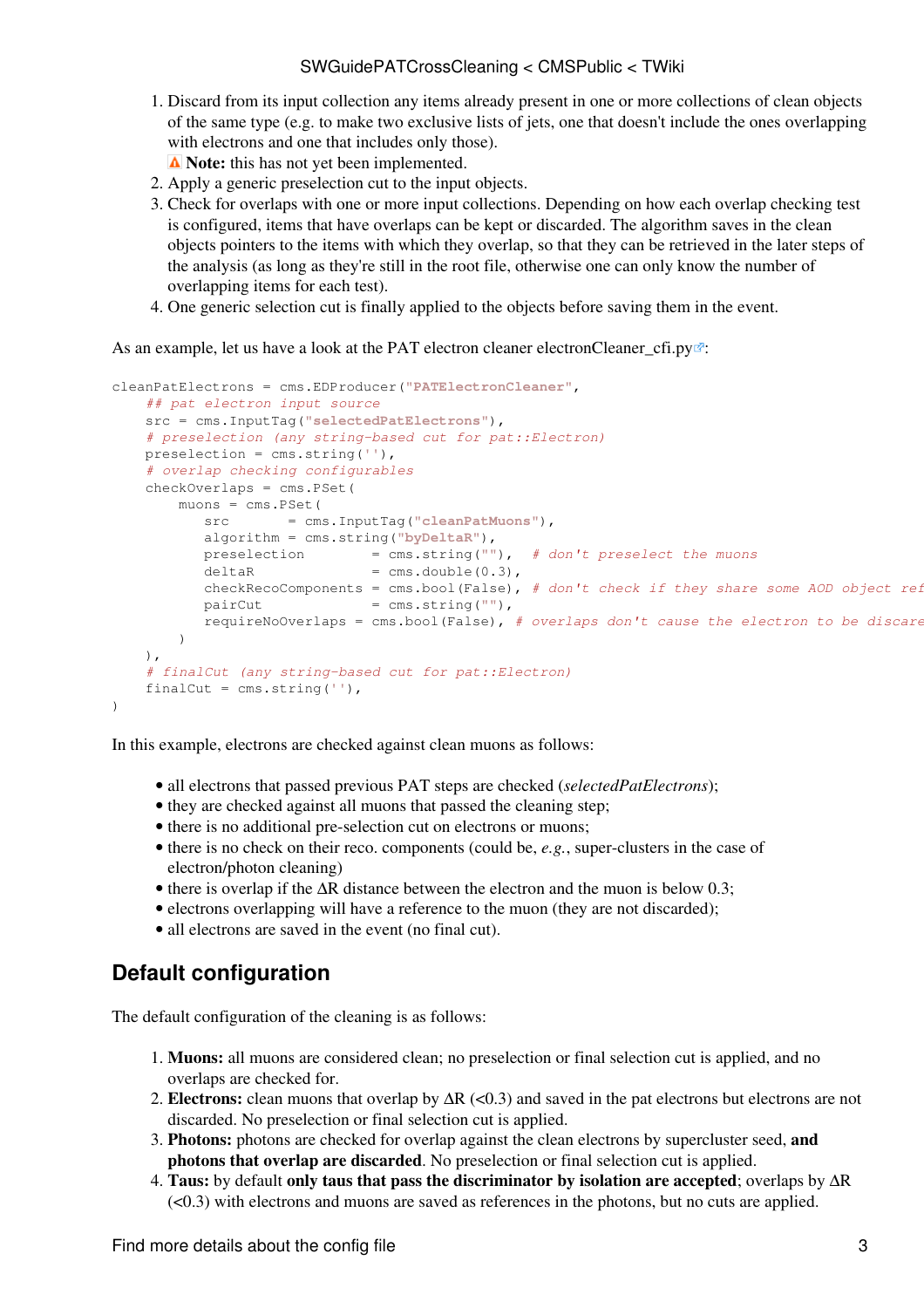1. Discard from its input collection any items already present in one or more collections of clean objects of the same type (e.g. to make two exclusive lists of jets, one that doesn't include the ones overlapping with electrons and one that includes only those).
   **Note:** this has not yet been implemented.
2. Apply a generic preselection cut to the input objects.
3. Check for overlaps with one or more input collections. Depending on how each overlap checking test is configured, items that have overlaps can be kept or discarded. The algorithm saves in the clean objects pointers to the items with which they overlap, so that they can be retrieved in the later steps of the analysis (as long as they're still in the root file, otherwise one can only know the number of overlapping items for each test).
4. One generic selection cut is finally applied to the objects before saving them in the event.

As an example, let us have a look at the PAT electron cleaner electronCleaner_cfi.py:

```
cleanPatElectrons = cms.EDProducer("PATElectronCleaner",
    ## pat electron input source
    src = cms.InputTag("selectedPatElectrons"),
    # preselection (any string-based cut for pat::Electron)
    preselection = cms.string(''),
    # overlap checking configurables
    checkOverlaps = cms.PSet(
        muons = cms.PSet(
           src       = cms.InputTag("cleanPatMuons"),
           algorithm = cms.string("byDeltaR"),
           preselection        = cms.string(""),  # don't preselect the muons
           deltaR              = cms.double(0.3),
           checkRecoComponents = cms.bool(False), # don't check if they share some AOD object ref
           pairCut             = cms.string(""),
           requireNoOverlaps = cms.bool(False), # overlaps don't cause the electron to be discare
        )
    ),
    # finalCut (any string-based cut for pat::Electron)
    finalCut = cms.string(''),
)
```

In this example, electrons are checked against clean muons as follows:

- all electrons that passed previous PAT steps are checked (*selectedPatElectrons*);
- they are checked against all muons that passed the cleaning step;
- there is no additional pre-selection cut on electrons or muons;
- there is no check on their reco. components (could be, *e.g.*, super-clusters in the case of electron/photon cleaning)
- there is overlap if the $\Delta R$ distance between the electron and the muon is below 0.3;
- electrons overlapping will have a reference to the muon (they are not discarded);
- all electrons are saved in the event (no final cut).

## Default configuration

The default configuration of the cleaning is as follows:

1. **Muons:** all muons are considered clean; no preselection or final selection cut is applied, and no overlaps are checked for.
2. **Electrons:** clean muons that overlap by $\Delta R$ (<0.3) and saved in the pat electrons but electrons are not discarded. No preselection or final selection cut is applied.
3. **Photons:** photons are checked for overlap against the clean electrons by supercluster seed, **and photons that overlap are discarded**. No preselection or final selection cut is applied.
4. **Taus:** by default **only taus that pass the discriminator by isolation are accepted**; overlaps by $\Delta R$ (<0.3) with electrons and muons are saved as references in the photons, but no cuts are applied.

Find more details about the config file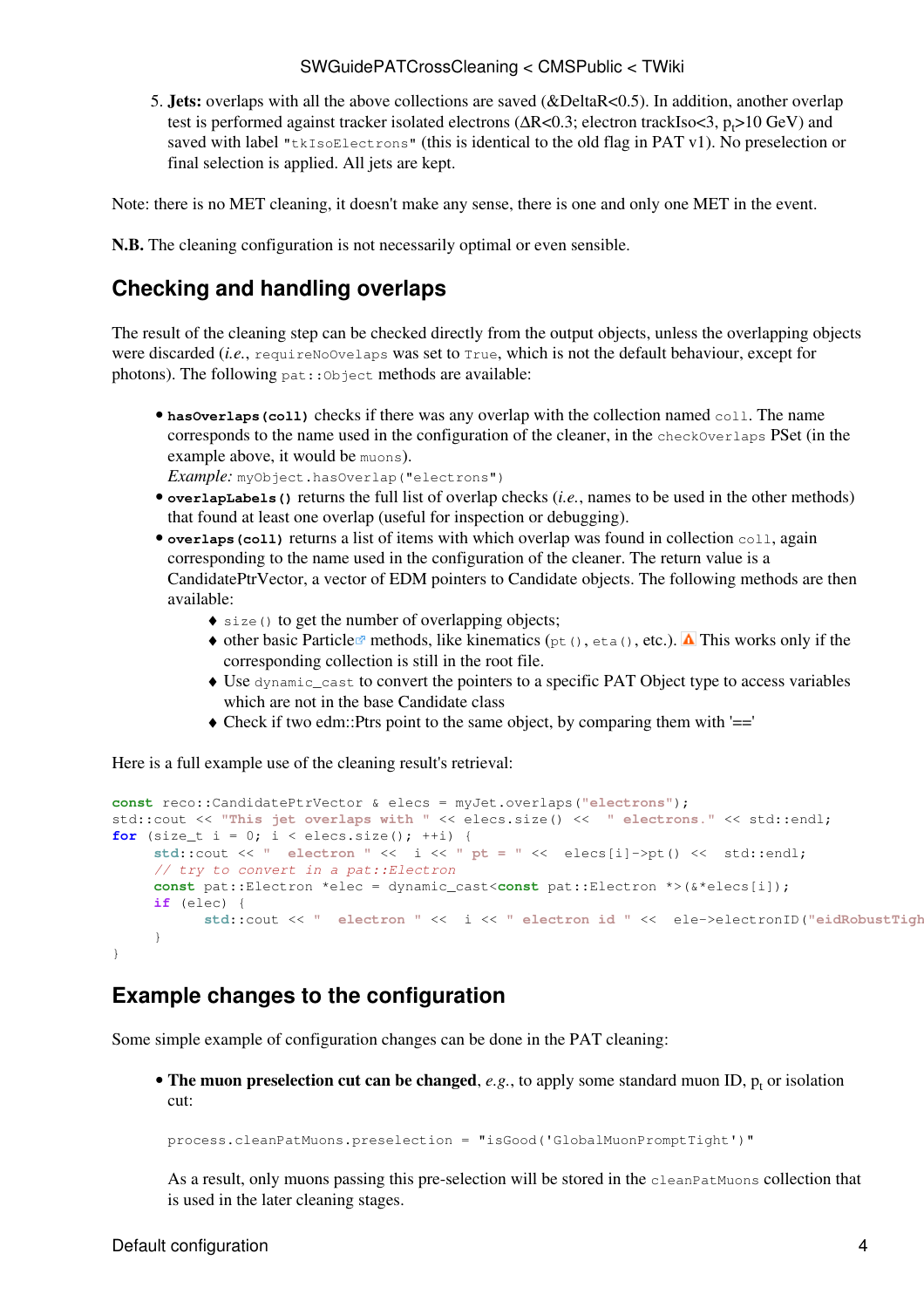5. **Jets:** overlaps with all the above collections are saved (&DeltaR<0.5). In addition, another overlap test is performed against tracker isolated electrons ($\Delta R<0.3$; electron trackIso<3, $p_t>10$ GeV) and saved with label `"tkIsoElectrons"` (this is identical to the old flag in PAT v1). No preselection or final selection is applied. All jets are kept.

Note: there is no MET cleaning, it doesn't make any sense, there is one and only one MET in the event.

**N.B.** The cleaning configuration is not necessarily optimal or even sensible.

## Checking and handling overlaps

The result of the cleaning step can be checked directly from the output objects, unless the overlapping objects were discarded (*i.e.*, `requireNoOvelaps` was set to `True`, which is not the default behaviour, except for photons). The following `pat::Object` methods are available:

- **`hasOverlaps(coll)`** checks if there was any overlap with the collection named `coll`. The name corresponds to the name used in the configuration of the cleaner, in the `checkOverlaps` PSet (in the example above, it would be `muons`).
  *Example:* `myObject.hasOverlap("electrons")`
- **`overlapLabels()`** returns the full list of overlap checks (*i.e.*, names to be used in the other methods) that found at least one overlap (useful for inspection or debugging).
- **`overlaps(coll)`** returns a list of items with which overlap was found in collection `coll`, again corresponding to the name used in the configuration of the cleaner. The return value is a CandidatePtrVector, a vector of EDM pointers to Candidate objects. The following methods are then available:
  - `size()` to get the number of overlapping objects;
  - other basic Particle methods, like kinematics (`pt()`, `eta()`, etc.). ⚠ This works only if the corresponding collection is still in the root file.
  - Use `dynamic_cast` to convert the pointers to a specific PAT Object type to access variables which are not in the base Candidate class
  - Check if two edm::Ptrs point to the same object, by comparing them with '=='

Here is a full example use of the cleaning result's retrieval:

```
const reco::CandidatePtrVector & elecs = myJet.overlaps("electrons");
std::cout << "This jet overlaps with " << elecs.size() <<  " electrons." << std::endl;
for (size_t i = 0; i < elecs.size(); ++i) {
     std::cout << "  electron " <<  i << " pt = " <<  elecs[i]->pt() <<  std::endl;
     // try to convert in a pat::Electron
     const pat::Electron *elec = dynamic_cast<const pat::Electron *>(&*elecs[i]);
     if (elec) {
          std::cout << "  electron " <<  i << " electron id " <<  ele->electronID("eidRobustTigh
     }
}
```

## Example changes to the configuration

Some simple example of configuration changes can be done in the PAT cleaning:

- **The muon preselection cut can be changed**, *e.g.*, to apply some standard muon ID, $p_t$ or isolation cut:

  ```
  process.cleanPatMuons.preselection = "isGood('GlobalMuonPromptTight')"
  ```

  As a result, only muons passing this pre-selection will be stored in the `cleanPatMuons` collection that is used in the later cleaning stages.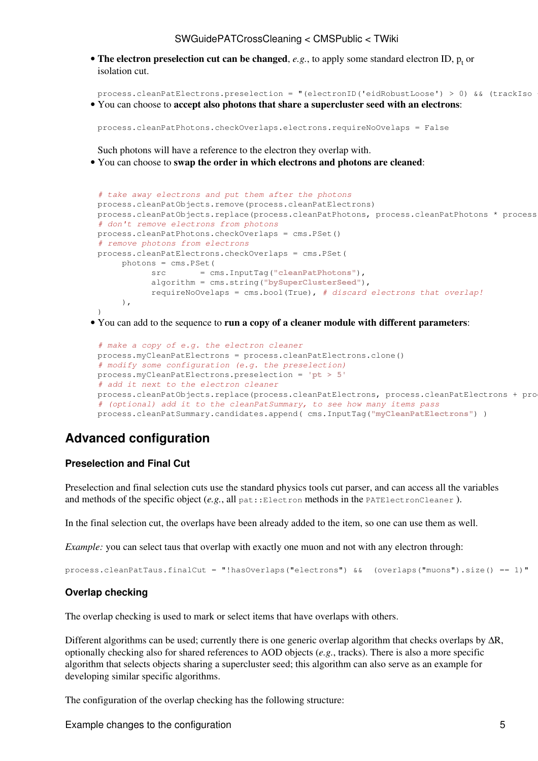- **The electron preselection cut can be changed**, *e.g.*, to apply some standard electron ID, $p_t$ or isolation cut.

```
process.cleanPatElectrons.preselection = "(electronID('eidRobustLoose') > 0) && (trackIso
```

- You can choose to **accept also photons that share a supercluster seed with an electrons**:

```
process.cleanPatPhotons.checkOverlaps.electrons.requireNoOvelaps = False
```

Such photons will have a reference to the electron they overlap with.

- You can choose to **swap the order in which electrons and photons are cleaned**:

```
# take away electrons and put them after the photons
process.cleanPatObjects.remove(process.cleanPatElectrons)
process.cleanPatObjects.replace(process.cleanPatPhotons, process.cleanPatPhotons * process
# don't remove electrons from photons
process.cleanPatPhotons.checkOverlaps = cms.PSet()
# remove photons from electrons
process.cleanPatElectrons.checkOverlaps = cms.PSet(
     photons = cms.PSet(
          src       = cms.InputTag("cleanPatPhotons"),
          algorithm = cms.string("bySuperClusterSeed"),
          requireNoOvelaps = cms.bool(True), # discard electrons that overlap!
     ),
)
```

- You can add to the sequence to **run a copy of a cleaner module with different parameters**:

```
# make a copy of e.g. the electron cleaner
process.myCleanPatElectrons = process.cleanPatElectrons.clone()
# modify some configuration (e.g. the preselection)
process.myCleanPatElectrons.preselection = 'pt > 5'
# add it next to the electron cleaner
process.cleanPatObjects.replace(process.cleanPatElectrons, process.cleanPatElectrons + pro
# (optional) add it to the cleanPatSummary, to see how many items pass
process.cleanPatSummary.candidates.append( cms.InputTag("myCleanPatElectrons") )
```

## Advanced configuration

### Preselection and Final Cut

Preselection and final selection cuts use the standard physics tools cut parser, and can access all the variables and methods of the specific object (*e.g.*, all `pat::Electron` methods in the `PATElectronCleaner` ).

In the final selection cut, the overlaps have been already added to the item, so one can use them as well.

*Example:* you can select taus that overlap with exactly one muon and not with any electron through:

```
process.cleanPatTaus.finalCut = "!hasOverlaps("electrons") &&  (overlaps("muons").size() == 1)"
```

### Overlap checking

The overlap checking is used to mark or select items that have overlaps with others.

Different algorithms can be used; currently there is one generic overlap algorithm that checks overlaps by $\Delta R$, optionally checking also for shared references to AOD objects (*e.g.*, tracks). There is also a more specific algorithm that selects objects sharing a supercluster seed; this algorithm can also serve as an example for developing similar specific algorithms.

The configuration of the overlap checking has the following structure: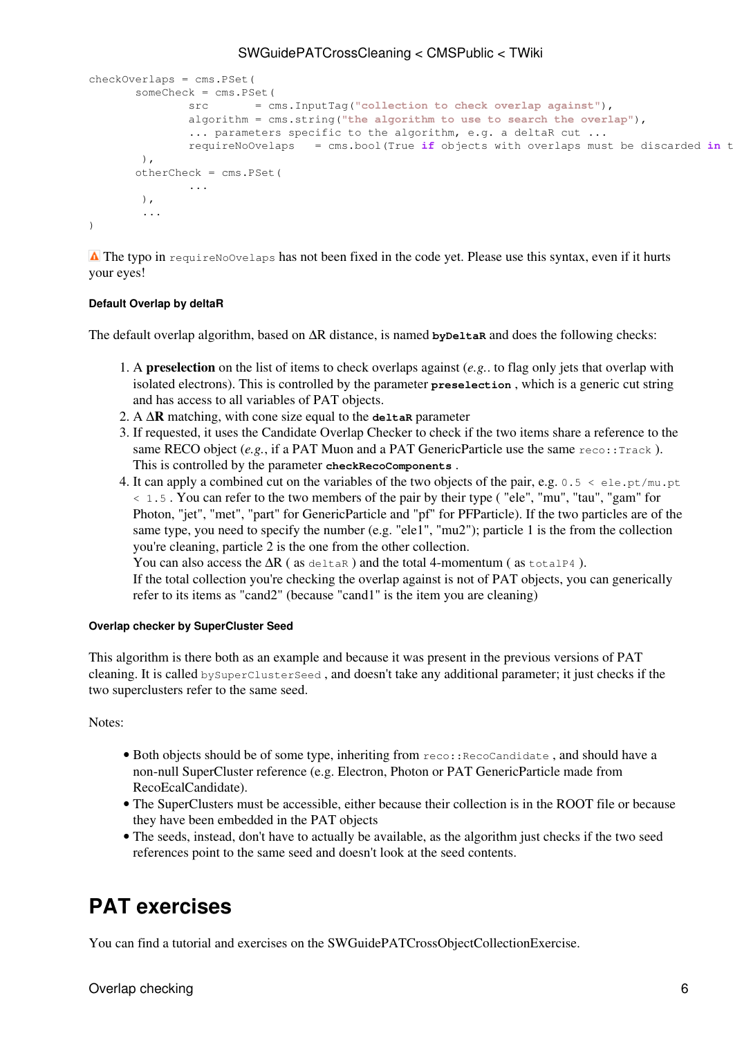```
checkOverlaps = cms.PSet(
        someCheck = cms.PSet(
                src       = cms.InputTag("collection to check overlap against"),
                algorithm = cms.string("the algorithm to use to search the overlap"),
                ... parameters specific to the algorithm, e.g. a deltaR cut ...
                requireNoOvelaps    = cms.bool(True if objects with overlaps must be discarded in t
         ),
        otherCheck = cms.PSet(
                ...
         ),
         ...
)
```

⚠ The typo in `requireNoOvelaps` has not been fixed in the code yet. Please use this syntax, even if it hurts your eyes!

#### Default Overlap by deltaR

The default overlap algorithm, based on ΔR distance, is named **`byDeltaR`** and does the following checks:

1. A **preselection** on the list of items to check overlaps against (*e.g.*. to flag only jets that overlap with isolated electrons). This is controlled by the parameter **`preselection`** , which is a generic cut string and has access to all variables of PAT objects.
2. A **ΔR** matching, with cone size equal to the **`deltaR`** parameter
3. If requested, it uses the Candidate Overlap Checker to check if the two items share a reference to the same RECO object (*e.g.*, if a PAT Muon and a PAT GenericParticle use the same `reco::Track` ). This is controlled by the parameter **`checkRecoComponents`** .
4. It can apply a combined cut on the variables of the two objects of the pair, e.g. `0.5 < ele.pt/mu.pt < 1.5` . You can refer to the two members of the pair by their type ( "ele", "mu", "tau", "gam" for Photon, "jet", "met", "part" for GenericParticle and "pf" for PFParticle). If the two particles are of the same type, you need to specify the number (e.g. "ele1", "mu2"); particle 1 is the from the collection you're cleaning, particle 2 is the one from the other collection.
   You can also access the ΔR ( as `deltaR` ) and the total 4-momentum ( as `totalP4` ).
   If the total collection you're checking the overlap against is not of PAT objects, you can generically refer to its items as "cand2" (because "cand1" is the item you are cleaning)

#### Overlap checker by SuperCluster Seed

This algorithm is there both as an example and because it was present in the previous versions of PAT cleaning. It is called `bySuperClusterSeed` , and doesn't take any additional parameter; it just checks if the two superclusters refer to the same seed.

Notes:

- Both objects should be of some type, inheriting from `reco::RecoCandidate` , and should have a non-null SuperCluster reference (e.g. Electron, Photon or PAT GenericParticle made from RecoEcalCandidate).
- The SuperClusters must be accessible, either because their collection is in the ROOT file or because they have been embedded in the PAT objects
- The seeds, instead, don't have to actually be available, as the algorithm just checks if the two seed references point to the same seed and doesn't look at the seed contents.

# PAT exercises

You can find a tutorial and exercises on the SWGuidePATCrossObjectCollectionExercise.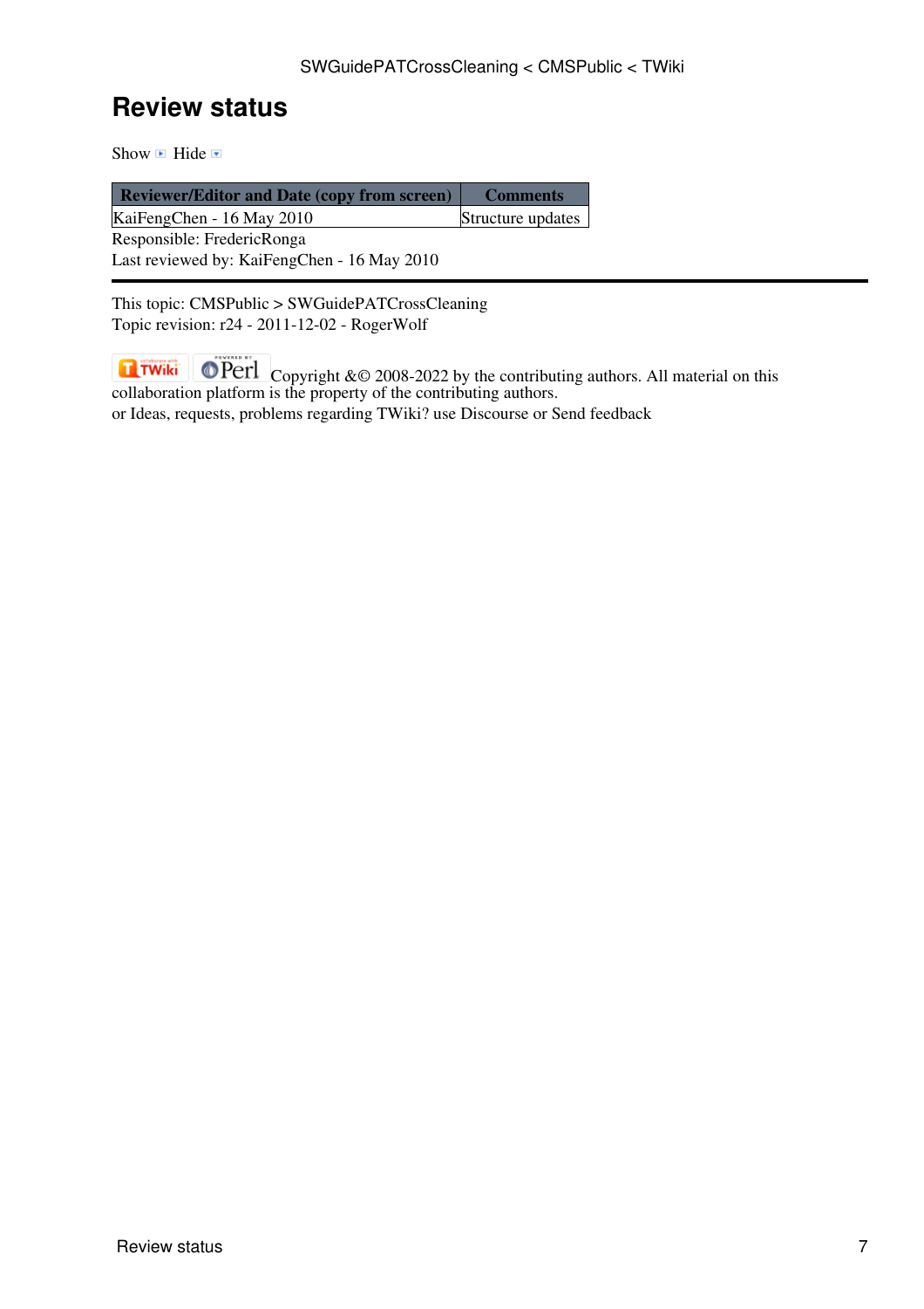# Review status

Show ▶ Hide ▼

| Reviewer/Editor and Date (copy from screen) | Comments |
|---|---|
| KaiFengChen - 16 May 2010 | Structure updates |

Responsible: FredericRonga
Last reviewed by: KaiFengChen - 16 May 2010

---

This topic: CMSPublic > SWGuidePATCrossCleaning
Topic revision: r24 - 2011-12-02 - RogerWolf

Copyright &© 2008-2022 by the contributing authors. All material on this collaboration platform is the property of the contributing authors.
or Ideas, requests, problems regarding TWiki? use Discourse or Send feedback